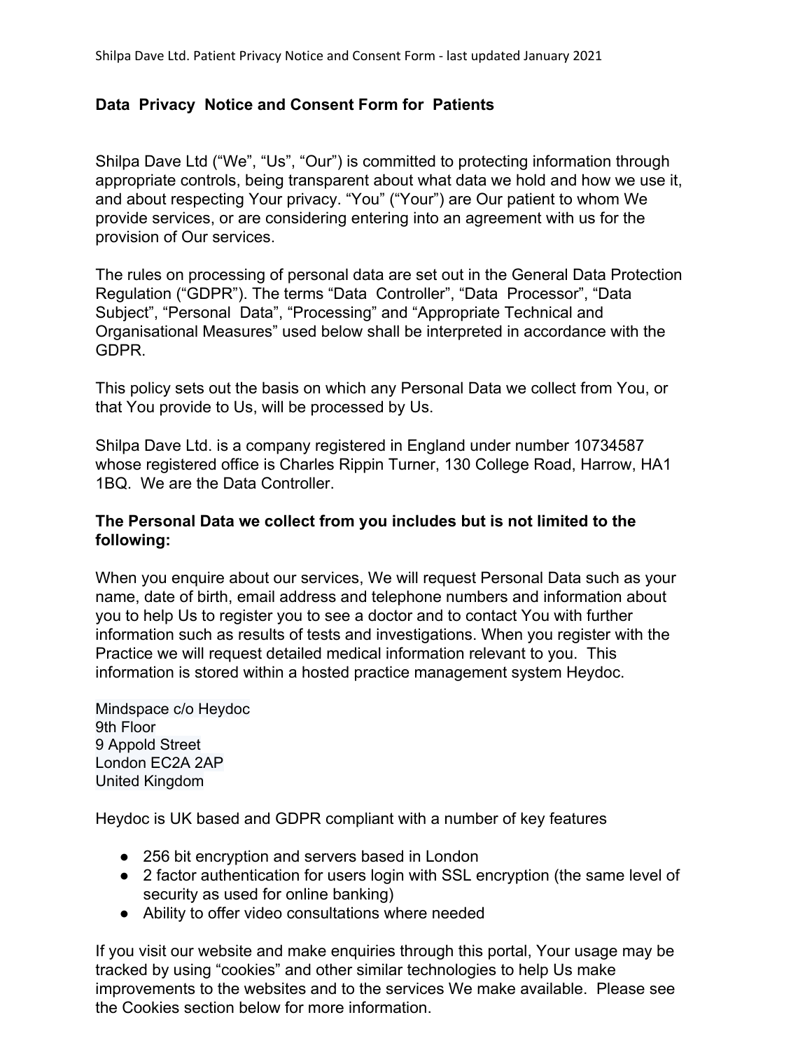## Data Privacy Notice and Consent Form for Patients

Shilpa Dave Ltd ("We", "Us", "Our") is committed to protecting information through appropriate controls, being transparent about what data we hold and how we use it, and about respecting Your privacy. "You" ("Your") are Our patient to whom We provide services, or are considering entering into an agreement with us for the provision of Our services.

The rules on processing of personal data are set out in the General Data Protection Regulation ("GDPR"). The terms "Data Controller", "Data Processor", "Data Subject", "Personal Data", "Processing" and "Appropriate Technical and Organisational Measures" used below shall be interpreted in accordance with the GDPR.

This policy sets out the basis on which any Personal Data we collect from You, or that You provide to Us, will be processed by Us.

Shilpa Dave Ltd. is a company registered in England under number 10734587 whose registered office is Charles Rippin Turner, 130 College Road, Harrow, HA1 1BQ. We are the Data Controller.

**The Personal Data we collect from you includes but is not limited to the following:**

When you enquire about our services, We will request Personal Data such as your name, date of birth, email address and telephone numbers and information about you to help Us to register you to see a doctor and to contact You with further information such as results of tests and investigations. When you register with the Practice we will request detailed medical information relevant to you. This information is stored within a hosted practice management system Heydoc.

Mindspace c/o Heydoc
9th Floor
9 Appold Street
London EC2A 2AP
United Kingdom

Heydoc is UK based and GDPR compliant with a number of key features

- 256 bit encryption and servers based in London
- 2 factor authentication for users login with SSL encryption (the same level of security as used for online banking)
- Ability to offer video consultations where needed

If you visit our website and make enquiries through this portal, Your usage may be tracked by using "cookies" and other similar technologies to help Us make improvements to the websites and to the services We make available. Please see the Cookies section below for more information.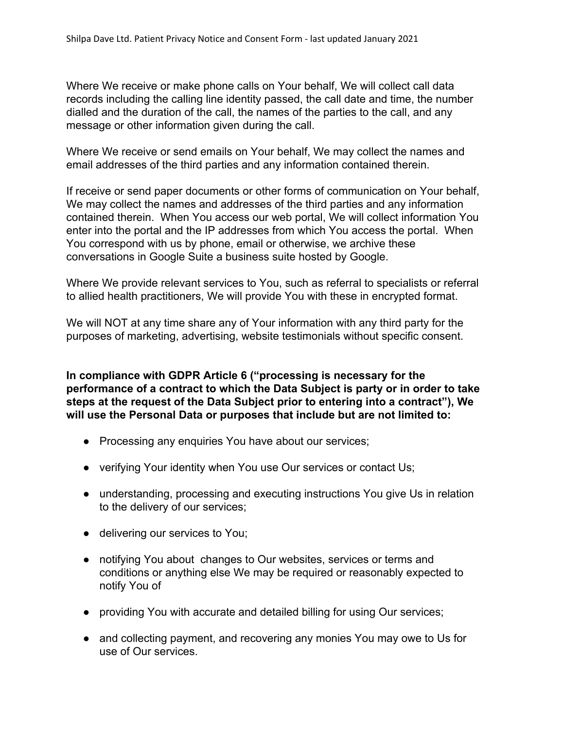Where We receive or make phone calls on Your behalf, We will collect call data records including the calling line identity passed, the call date and time, the number dialled and the duration of the call, the names of the parties to the call, and any message or other information given during the call.

Where We receive or send emails on Your behalf, We may collect the names and email addresses of the third parties and any information contained therein.

If receive or send paper documents or other forms of communication on Your behalf, We may collect the names and addresses of the third parties and any information contained therein. When You access our web portal, We will collect information You enter into the portal and the IP addresses from which You access the portal. When You correspond with us by phone, email or otherwise, we archive these conversations in Google Suite a business suite hosted by Google.

Where We provide relevant services to You, such as referral to specialists or referral to allied health practitioners, We will provide You with these in encrypted format.

We will NOT at any time share any of Your information with any third party for the purposes of marketing, advertising, website testimonials without specific consent.

**In compliance with GDPR Article 6 ("processing is necessary for the performance of a contract to which the Data Subject is party or in order to take steps at the request of the Data Subject prior to entering into a contract"), We will use the Personal Data or purposes that include but are not limited to:**

- Processing any enquiries You have about our services;
- verifying Your identity when You use Our services or contact Us;
- understanding, processing and executing instructions You give Us in relation to the delivery of our services;
- delivering our services to You;
- notifying You about changes to Our websites, services or terms and conditions or anything else We may be required or reasonably expected to notify You of
- providing You with accurate and detailed billing for using Our services;
- and collecting payment, and recovering any monies You may owe to Us for use of Our services.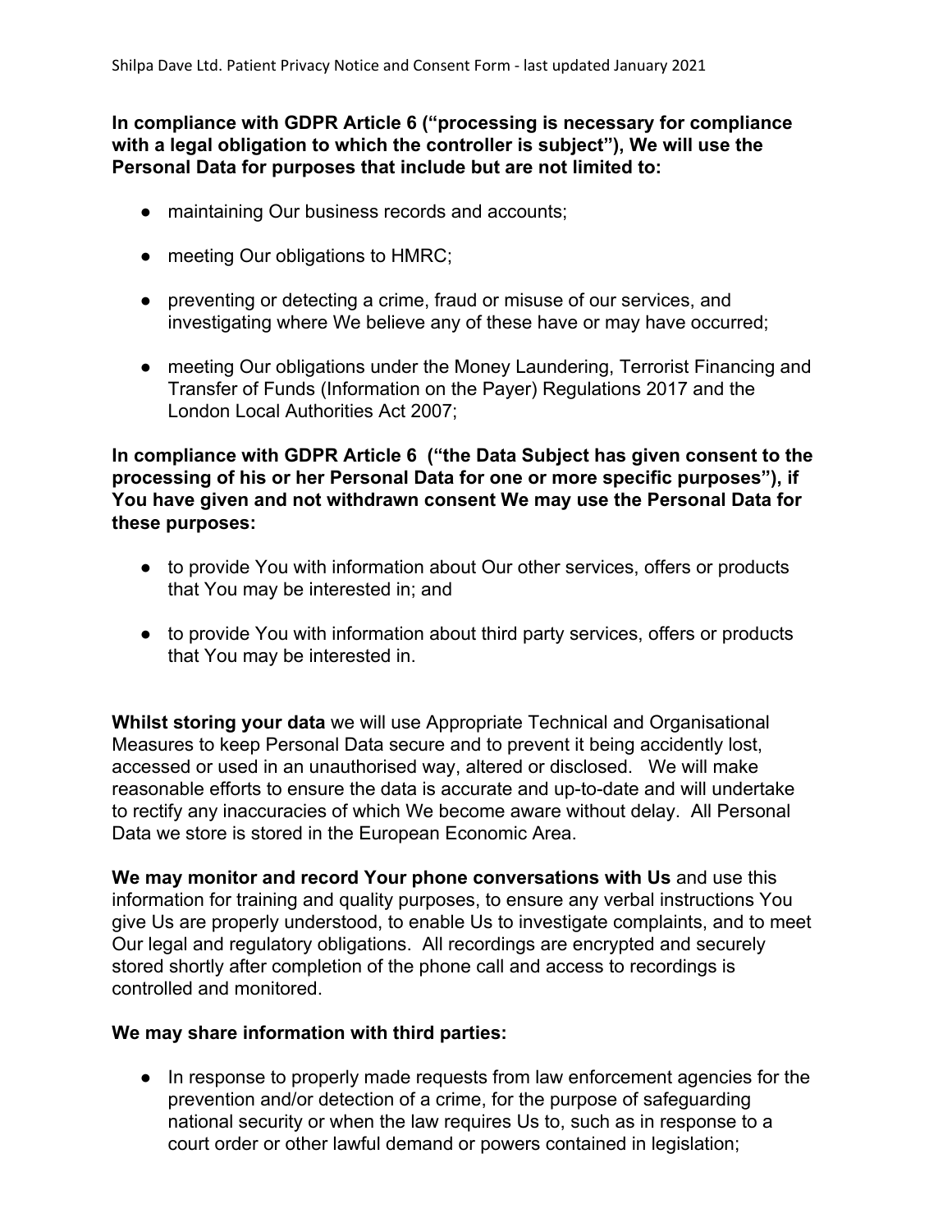**In compliance with GDPR Article 6 ("processing is necessary for compliance with a legal obligation to which the controller is subject"), We will use the Personal Data for purposes that include but are not limited to:**

- maintaining Our business records and accounts;
- meeting Our obligations to HMRC;
- preventing or detecting a crime, fraud or misuse of our services, and investigating where We believe any of these have or may have occurred;
- meeting Our obligations under the Money Laundering, Terrorist Financing and Transfer of Funds (Information on the Payer) Regulations 2017 and the London Local Authorities Act 2007;

**In compliance with GDPR Article 6 ("the Data Subject has given consent to the processing of his or her Personal Data for one or more specific purposes"), if You have given and not withdrawn consent We may use the Personal Data for these purposes:**

- to provide You with information about Our other services, offers or products that You may be interested in; and
- to provide You with information about third party services, offers or products that You may be interested in.

**Whilst storing your data** we will use Appropriate Technical and Organisational Measures to keep Personal Data secure and to prevent it being accidently lost, accessed or used in an unauthorised way, altered or disclosed. We will make reasonable efforts to ensure the data is accurate and up-to-date and will undertake to rectify any inaccuracies of which We become aware without delay. All Personal Data we store is stored in the European Economic Area.

**We may monitor and record Your phone conversations with Us** and use this information for training and quality purposes, to ensure any verbal instructions You give Us are properly understood, to enable Us to investigate complaints, and to meet Our legal and regulatory obligations. All recordings are encrypted and securely stored shortly after completion of the phone call and access to recordings is controlled and monitored.

**We may share information with third parties:**

- In response to properly made requests from law enforcement agencies for the prevention and/or detection of a crime, for the purpose of safeguarding national security or when the law requires Us to, such as in response to a court order or other lawful demand or powers contained in legislation;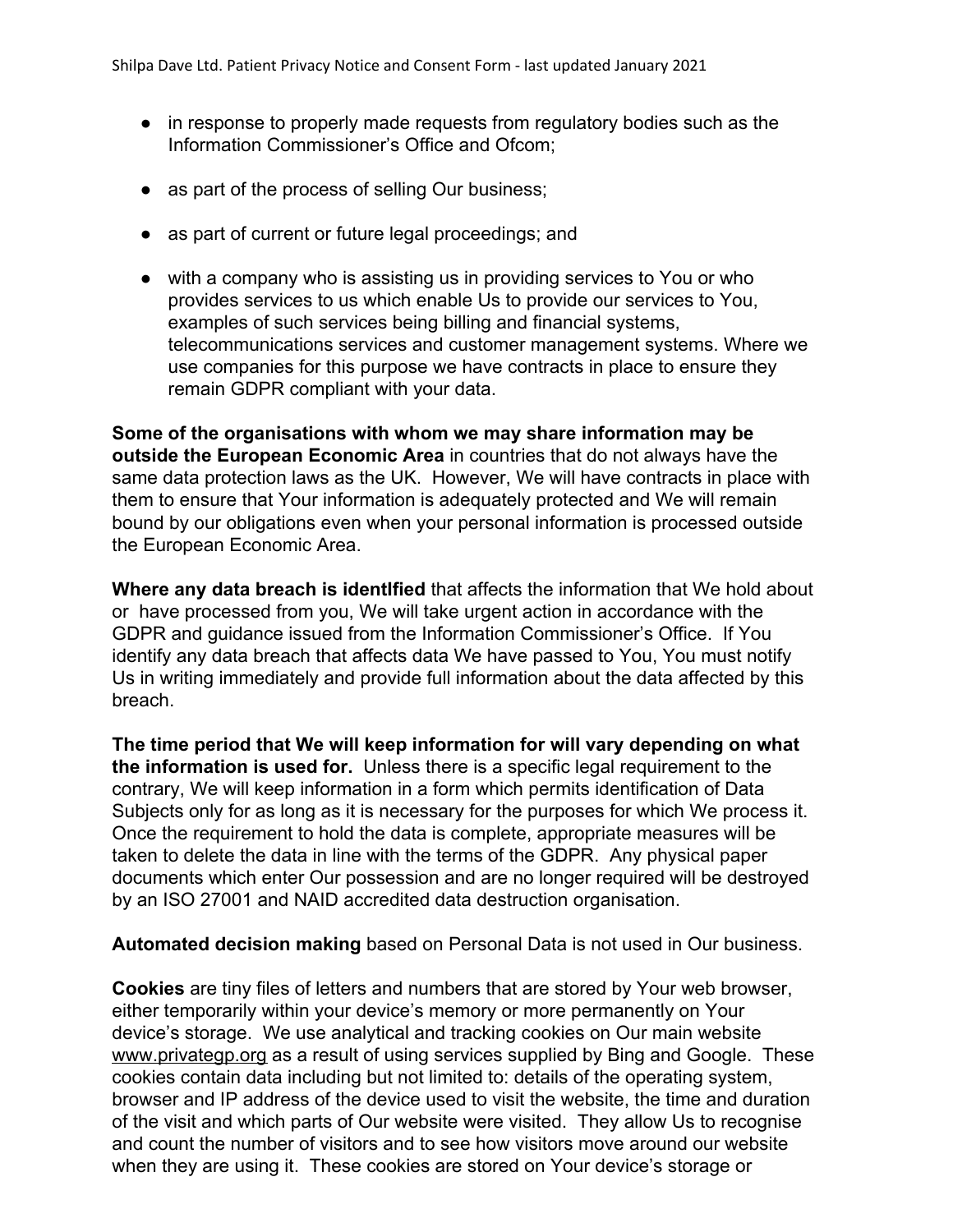- in response to properly made requests from regulatory bodies such as the Information Commissioner's Office and Ofcom;
- as part of the process of selling Our business;
- as part of current or future legal proceedings; and
- with a company who is assisting us in providing services to You or who provides services to us which enable Us to provide our services to You, examples of such services being billing and financial systems, telecommunications services and customer management systems. Where we use companies for this purpose we have contracts in place to ensure they remain GDPR compliant with your data.

**Some of the organisations with whom we may share information may be outside the European Economic Area** in countries that do not always have the same data protection laws as the UK. However, We will have contracts in place with them to ensure that Your information is adequately protected and We will remain bound by our obligations even when your personal information is processed outside the European Economic Area.

**Where any data breach is identlfied** that affects the information that We hold about or have processed from you, We will take urgent action in accordance with the GDPR and guidance issued from the Information Commissioner's Office. If You identify any data breach that affects data We have passed to You, You must notify Us in writing immediately and provide full information about the data affected by this breach.

**The time period that We will keep information for will vary depending on what the information is used for.** Unless there is a specific legal requirement to the contrary, We will keep information in a form which permits identification of Data Subjects only for as long as it is necessary for the purposes for which We process it. Once the requirement to hold the data is complete, appropriate measures will be taken to delete the data in line with the terms of the GDPR. Any physical paper documents which enter Our possession and are no longer required will be destroyed by an ISO 27001 and NAID accredited data destruction organisation.

**Automated decision making** based on Personal Data is not used in Our business.

**Cookies** are tiny files of letters and numbers that are stored by Your web browser, either temporarily within your device's memory or more permanently on Your device's storage. We use analytical and tracking cookies on Our main website www.privategp.org as a result of using services supplied by Bing and Google. These cookies contain data including but not limited to: details of the operating system, browser and IP address of the device used to visit the website, the time and duration of the visit and which parts of Our website were visited. They allow Us to recognise and count the number of visitors and to see how visitors move around our website when they are using it. These cookies are stored on Your device's storage or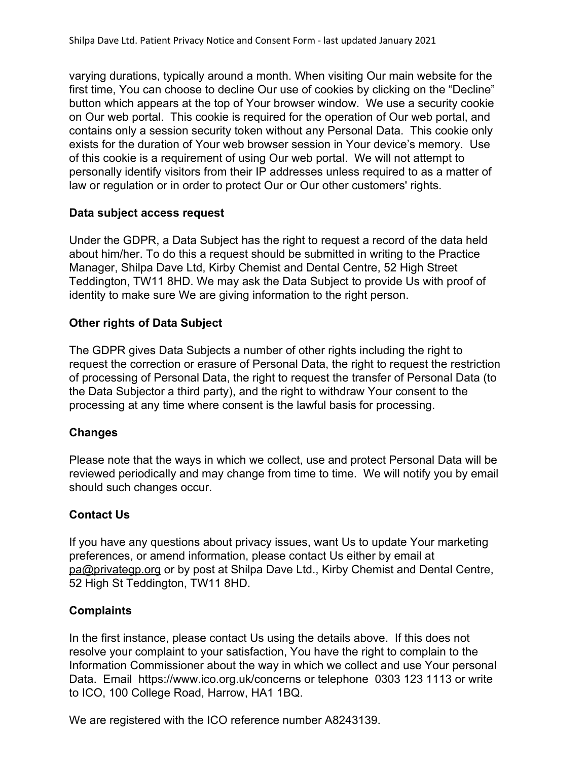varying durations, typically around a month. When visiting Our main website for the first time, You can choose to decline Our use of cookies by clicking on the “Decline” button which appears at the top of Your browser window. We use a security cookie on Our web portal. This cookie is required for the operation of Our web portal, and contains only a session security token without any Personal Data. This cookie only exists for the duration of Your web browser session in Your device’s memory. Use of this cookie is a requirement of using Our web portal. We will not attempt to personally identify visitors from their IP addresses unless required to as a matter of law or regulation or in order to protect Our or Our other customers' rights.

**Data subject access request**

Under the GDPR, a Data Subject has the right to request a record of the data held about him/her. To do this a request should be submitted in writing to the Practice Manager, Shilpa Dave Ltd, Kirby Chemist and Dental Centre, 52 High Street Teddington, TW11 8HD. We may ask the Data Subject to provide Us with proof of identity to make sure We are giving information to the right person.

**Other rights of Data Subject**

The GDPR gives Data Subjects a number of other rights including the right to request the correction or erasure of Personal Data, the right to request the restriction of processing of Personal Data, the right to request the transfer of Personal Data (to the Data Subjector a third party), and the right to withdraw Your consent to the processing at any time where consent is the lawful basis for processing.

**Changes**

Please note that the ways in which we collect, use and protect Personal Data will be reviewed periodically and may change from time to time. We will notify you by email should such changes occur.

**Contact Us**

If you have any questions about privacy issues, want Us to update Your marketing preferences, or amend information, please contact Us either by email at pa@privategp.org or by post at Shilpa Dave Ltd., Kirby Chemist and Dental Centre, 52 High St Teddington, TW11 8HD.

**Complaints**

In the first instance, please contact Us using the details above. If this does not resolve your complaint to your satisfaction, You have the right to complain to the Information Commissioner about the way in which we collect and use Your personal Data. Email https://www.ico.org.uk/concerns or telephone 0303 123 1113 or write to ICO, 100 College Road, Harrow, HA1 1BQ.

We are registered with the ICO reference number A8243139.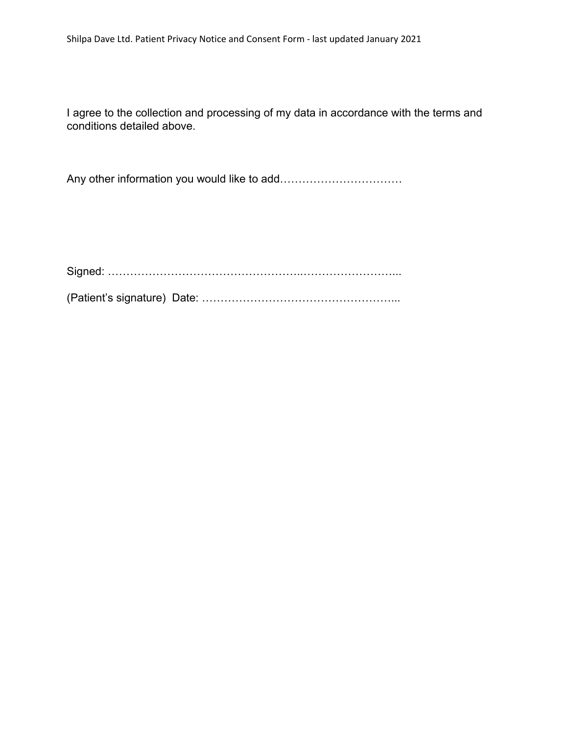I agree to the collection and processing of my data in accordance with the terms and conditions detailed above.

Any other information you would like to add……………………………

Signed: …………………………………………..……………………...

(Patient's signature)  Date: ……………………………………………...